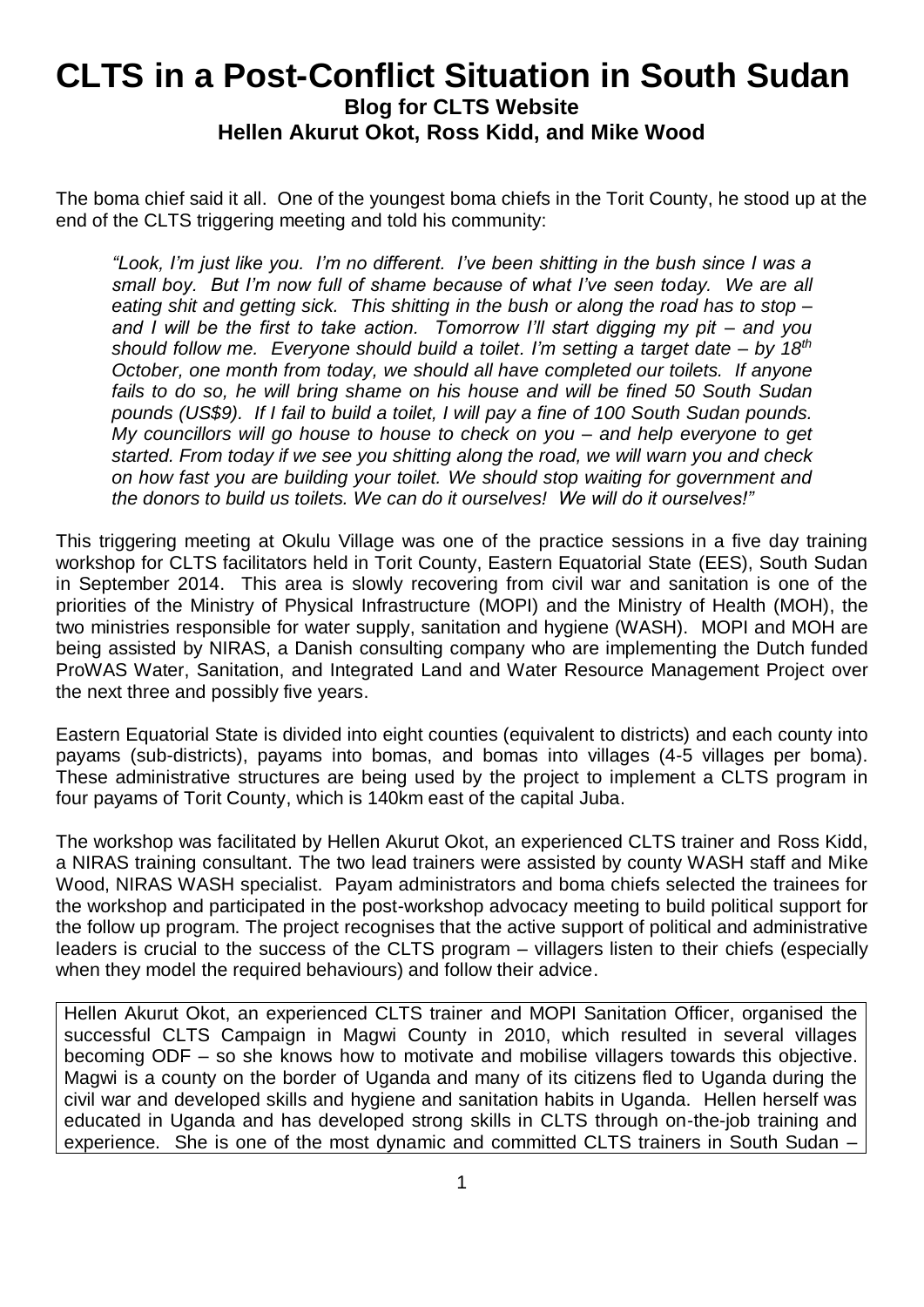# CLTS in a Post-Conflict Situation in South Sudan

**Blog for CLTS Website**
**Hellen Akurut Okot, Ross Kidd, and Mike Wood**

The boma chief said it all. One of the youngest boma chiefs in the Torit County, he stood up at the end of the CLTS triggering meeting and told his community:

> *"Look, I'm just like you. I'm no different. I've been shitting in the bush since I was a small boy. But I'm now full of shame because of what I've seen today. We are all eating shit and getting sick. This shitting in the bush or along the road has to stop – and I will be the first to take action. Tomorrow I'll start digging my pit – and you should follow me. Everyone should build a toilet. I'm setting a target date – by 18th October, one month from today, we should all have completed our toilets. If anyone fails to do so, he will bring shame on his house and will be fined 50 South Sudan pounds (US$9). If I fail to build a toilet, I will pay a fine of 100 South Sudan pounds. My councillors will go house to house to check on you – and help everyone to get started. From today if we see you shitting along the road, we will warn you and check on how fast you are building your toilet. We should stop waiting for government and the donors to build us toilets. We can do it ourselves! We will do it ourselves!"*

This triggering meeting at Okulu Village was one of the practice sessions in a five day training workshop for CLTS facilitators held in Torit County, Eastern Equatorial State (EES), South Sudan in September 2014. This area is slowly recovering from civil war and sanitation is one of the priorities of the Ministry of Physical Infrastructure (MOPI) and the Ministry of Health (MOH), the two ministries responsible for water supply, sanitation and hygiene (WASH). MOPI and MOH are being assisted by NIRAS, a Danish consulting company who are implementing the Dutch funded ProWAS Water, Sanitation, and Integrated Land and Water Resource Management Project over the next three and possibly five years.

Eastern Equatorial State is divided into eight counties (equivalent to districts) and each county into payams (sub-districts), payams into bomas, and bomas into villages (4-5 villages per boma). These administrative structures are being used by the project to implement a CLTS program in four payams of Torit County, which is 140km east of the capital Juba.

The workshop was facilitated by Hellen Akurut Okot, an experienced CLTS trainer and Ross Kidd, a NIRAS training consultant. The two lead trainers were assisted by county WASH staff and Mike Wood, NIRAS WASH specialist. Payam administrators and boma chiefs selected the trainees for the workshop and participated in the post-workshop advocacy meeting to build political support for the follow up program. The project recognises that the active support of political and administrative leaders is crucial to the success of the CLTS program – villagers listen to their chiefs (especially when they model the required behaviours) and follow their advice.

Hellen Akurut Okot, an experienced CLTS trainer and MOPI Sanitation Officer, organised the successful CLTS Campaign in Magwi County in 2010, which resulted in several villages becoming ODF – so she knows how to motivate and mobilise villagers towards this objective. Magwi is a county on the border of Uganda and many of its citizens fled to Uganda during the civil war and developed skills and hygiene and sanitation habits in Uganda. Hellen herself was educated in Uganda and has developed strong skills in CLTS through on-the-job training and experience. She is one of the most dynamic and committed CLTS trainers in South Sudan –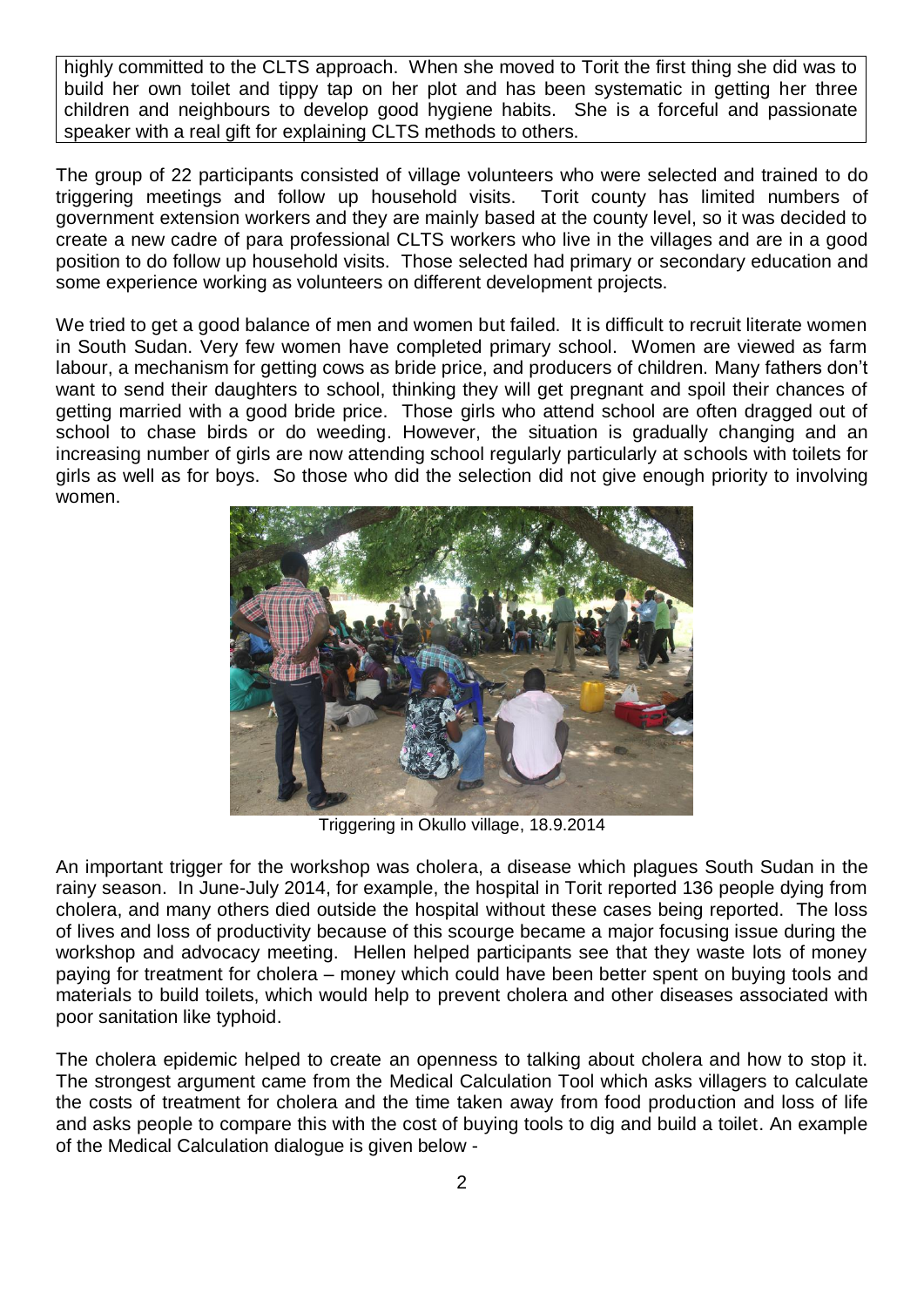highly committed to the CLTS approach. When she moved to Torit the first thing she did was to build her own toilet and tippy tap on her plot and has been systematic in getting her three children and neighbours to develop good hygiene habits. She is a forceful and passionate speaker with a real gift for explaining CLTS methods to others.

The group of 22 participants consisted of village volunteers who were selected and trained to do triggering meetings and follow up household visits. Torit county has limited numbers of government extension workers and they are mainly based at the county level, so it was decided to create a new cadre of para professional CLTS workers who live in the villages and are in a good position to do follow up household visits. Those selected had primary or secondary education and some experience working as volunteers on different development projects.

We tried to get a good balance of men and women but failed. It is difficult to recruit literate women in South Sudan. Very few women have completed primary school. Women are viewed as farm labour, a mechanism for getting cows as bride price, and producers of children. Many fathers don't want to send their daughters to school, thinking they will get pregnant and spoil their chances of getting married with a good bride price. Those girls who attend school are often dragged out of school to chase birds or do weeding. However, the situation is gradually changing and an increasing number of girls are now attending school regularly particularly at schools with toilets for girls as well as for boys. So those who did the selection did not give enough priority to involving women.

Triggering in Okullo village, 18.9.2014

An important trigger for the workshop was cholera, a disease which plagues South Sudan in the rainy season. In June-July 2014, for example, the hospital in Torit reported 136 people dying from cholera, and many others died outside the hospital without these cases being reported. The loss of lives and loss of productivity because of this scourge became a major focusing issue during the workshop and advocacy meeting. Hellen helped participants see that they waste lots of money paying for treatment for cholera – money which could have been better spent on buying tools and materials to build toilets, which would help to prevent cholera and other diseases associated with poor sanitation like typhoid.

The cholera epidemic helped to create an openness to talking about cholera and how to stop it. The strongest argument came from the Medical Calculation Tool which asks villagers to calculate the costs of treatment for cholera and the time taken away from food production and loss of life and asks people to compare this with the cost of buying tools to dig and build a toilet. An example of the Medical Calculation dialogue is given below -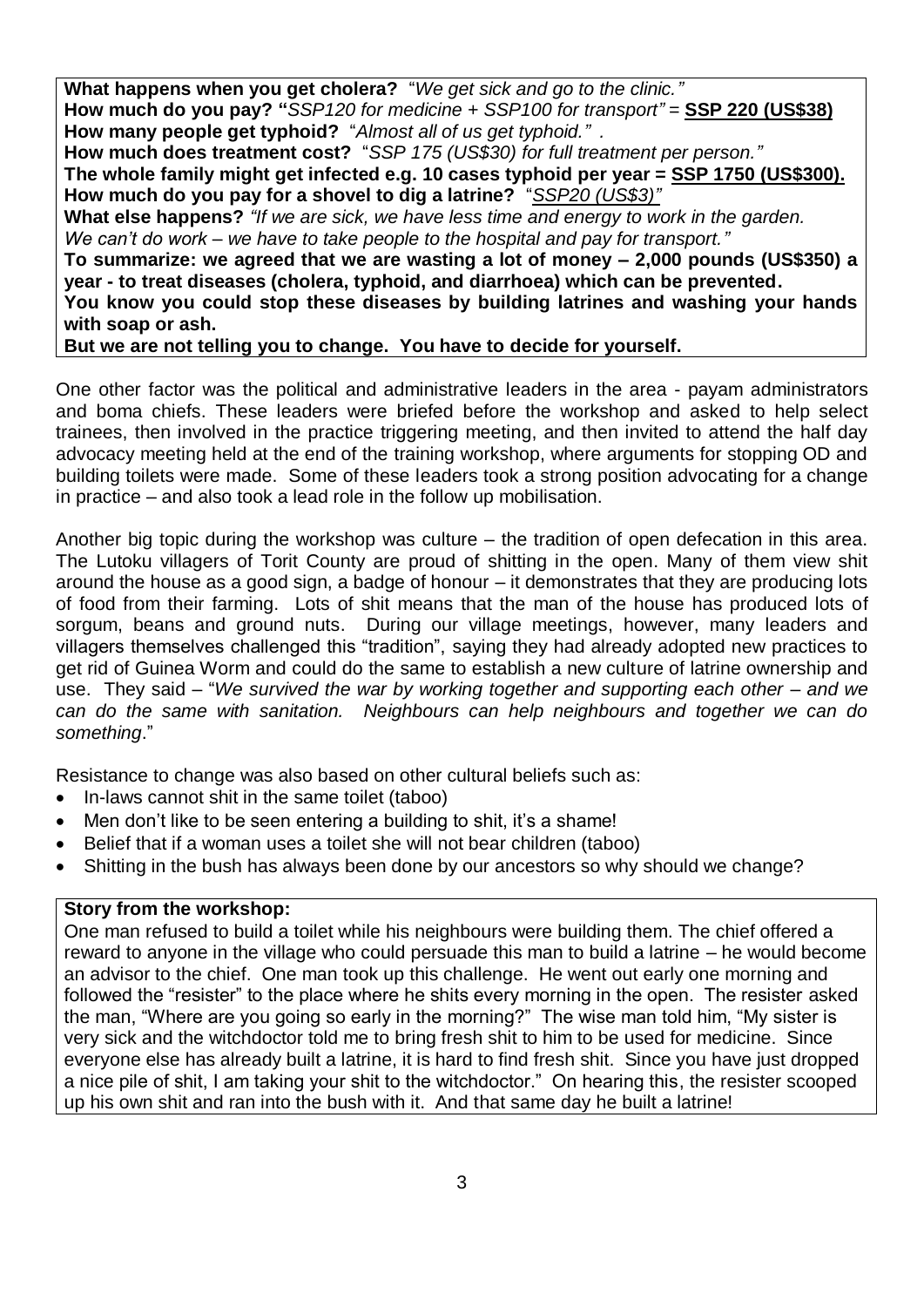**What happens when you get cholera?** "*We get sick and go to the clinic.*"
**How much do you pay? "***SSP120 for medicine + SSP100 for transport"* = **SSP 220 (US$38)**
**How many people get typhoid?** "*Almost all of us get typhoid.*" .
**How much does treatment cost?** "*SSP 175 (US$30) for full treatment per person.*"
**The whole family might get infected e.g. 10 cases typhoid per year = SSP 1750 (US$300).**
**How much do you pay for a shovel to dig a latrine?** "*SSP20 (US$3)*"
**What else happens?** *"If we are sick, we have less time and energy to work in the garden. We can't do work – we have to take people to the hospital and pay for transport."*
**To summarize: we agreed that we are wasting a lot of money – 2,000 pounds (US$350) a year - to treat diseases (cholera, typhoid, and diarrhoea) which can be prevented.**
**You know you could stop these diseases by building latrines and washing your hands with soap or ash.**
**But we are not telling you to change. You have to decide for yourself.**

One other factor was the political and administrative leaders in the area - payam administrators and boma chiefs. These leaders were briefed before the workshop and asked to help select trainees, then involved in the practice triggering meeting, and then invited to attend the half day advocacy meeting held at the end of the training workshop, where arguments for stopping OD and building toilets were made. Some of these leaders took a strong position advocating for a change in practice – and also took a lead role in the follow up mobilisation.

Another big topic during the workshop was culture – the tradition of open defecation in this area. The Lutoku villagers of Torit County are proud of shitting in the open. Many of them view shit around the house as a good sign, a badge of honour – it demonstrates that they are producing lots of food from their farming. Lots of shit means that the man of the house has produced lots of sorgum, beans and ground nuts. During our village meetings, however, many leaders and villagers themselves challenged this "tradition", saying they had already adopted new practices to get rid of Guinea Worm and could do the same to establish a new culture of latrine ownership and use. They said – "*We survived the war by working together and supporting each other – and we can do the same with sanitation. Neighbours can help neighbours and together we can do something*."

Resistance to change was also based on other cultural beliefs such as:

- In-laws cannot shit in the same toilet (taboo)
- Men don't like to be seen entering a building to shit, it's a shame!
- Belief that if a woman uses a toilet she will not bear children (taboo)
- Shitting in the bush has always been done by our ancestors so why should we change?

**Story from the workshop:**

One man refused to build a toilet while his neighbours were building them. The chief offered a reward to anyone in the village who could persuade this man to build a latrine – he would become an advisor to the chief. One man took up this challenge. He went out early one morning and followed the "resister" to the place where he shits every morning in the open. The resister asked the man, "Where are you going so early in the morning?" The wise man told him, "My sister is very sick and the witchdoctor told me to bring fresh shit to him to be used for medicine. Since everyone else has already built a latrine, it is hard to find fresh shit. Since you have just dropped a nice pile of shit, I am taking your shit to the witchdoctor." On hearing this, the resister scooped up his own shit and ran into the bush with it. And that same day he built a latrine!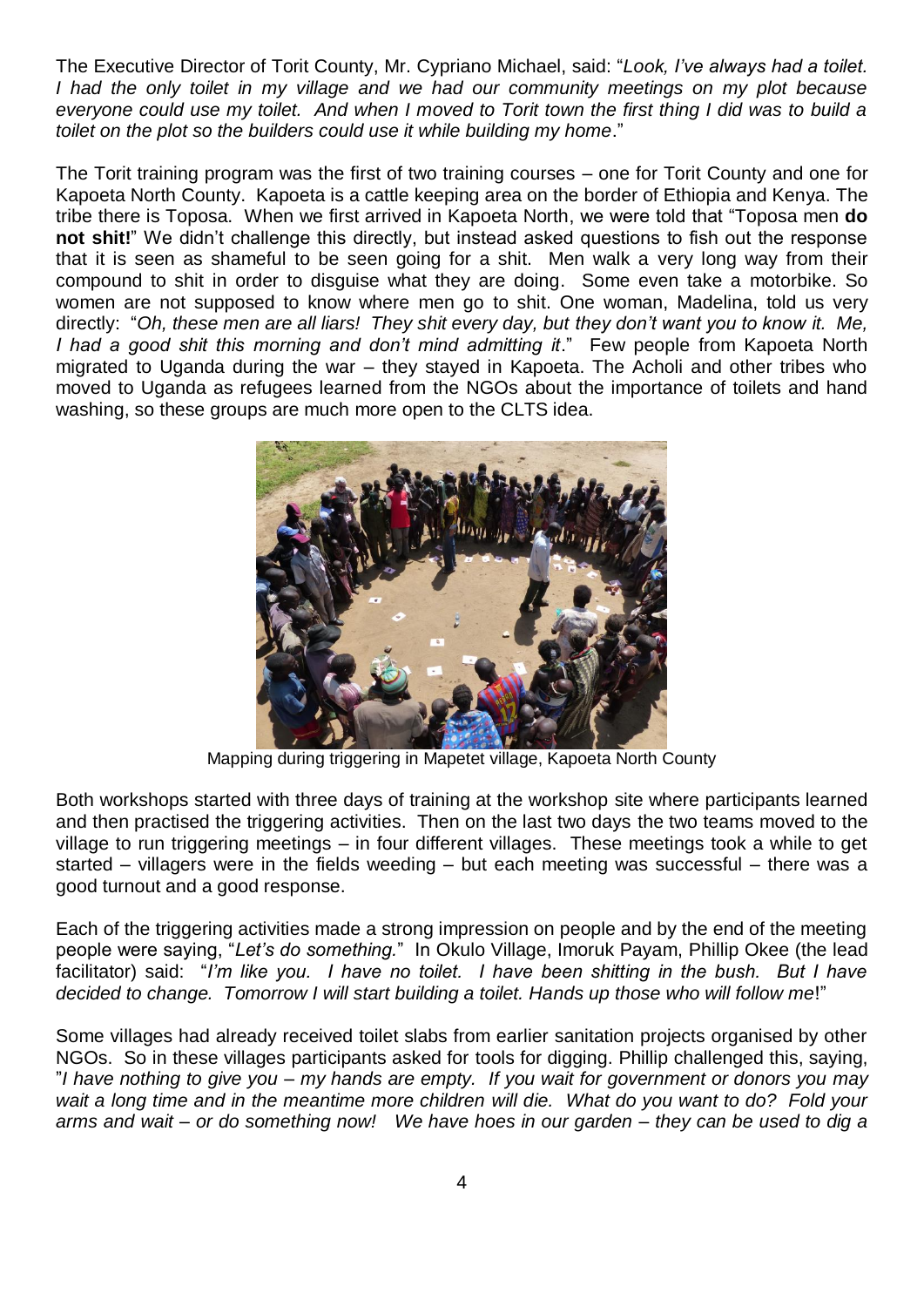The Executive Director of Torit County, Mr. Cypriano Michael, said: "*Look, I've always had a toilet. I had the only toilet in my village and we had our community meetings on my plot because everyone could use my toilet. And when I moved to Torit town the first thing I did was to build a toilet on the plot so the builders could use it while building my home*."

The Torit training program was the first of two training courses – one for Torit County and one for Kapoeta North County. Kapoeta is a cattle keeping area on the border of Ethiopia and Kenya. The tribe there is Toposa. When we first arrived in Kapoeta North, we were told that "Toposa men **do not shit!**" We didn't challenge this directly, but instead asked questions to fish out the response that it is seen as shameful to be seen going for a shit. Men walk a very long way from their compound to shit in order to disguise what they are doing. Some even take a motorbike. So women are not supposed to know where men go to shit. One woman, Madelina, told us very directly: "*Oh, these men are all liars! They shit every day, but they don't want you to know it. Me, I had a good shit this morning and don't mind admitting it*." Few people from Kapoeta North migrated to Uganda during the war – they stayed in Kapoeta. The Acholi and other tribes who moved to Uganda as refugees learned from the NGOs about the importance of toilets and hand washing, so these groups are much more open to the CLTS idea.

Mapping during triggering in Mapetet village, Kapoeta North County

Both workshops started with three days of training at the workshop site where participants learned and then practised the triggering activities. Then on the last two days the two teams moved to the village to run triggering meetings – in four different villages. These meetings took a while to get started – villagers were in the fields weeding – but each meeting was successful – there was a good turnout and a good response.

Each of the triggering activities made a strong impression on people and by the end of the meeting people were saying, "*Let's do something.*" In Okulo Village, Imoruk Payam, Phillip Okee (the lead facilitator) said: "*I'm like you. I have no toilet. I have been shitting in the bush. But I have decided to change. Tomorrow I will start building a toilet. Hands up those who will follow me*!"

Some villages had already received toilet slabs from earlier sanitation projects organised by other NGOs. So in these villages participants asked for tools for digging. Phillip challenged this, saying, "*I have nothing to give you – my hands are empty. If you wait for government or donors you may wait a long time and in the meantime more children will die. What do you want to do? Fold your arms and wait – or do something now! We have hoes in our garden – they can be used to dig a*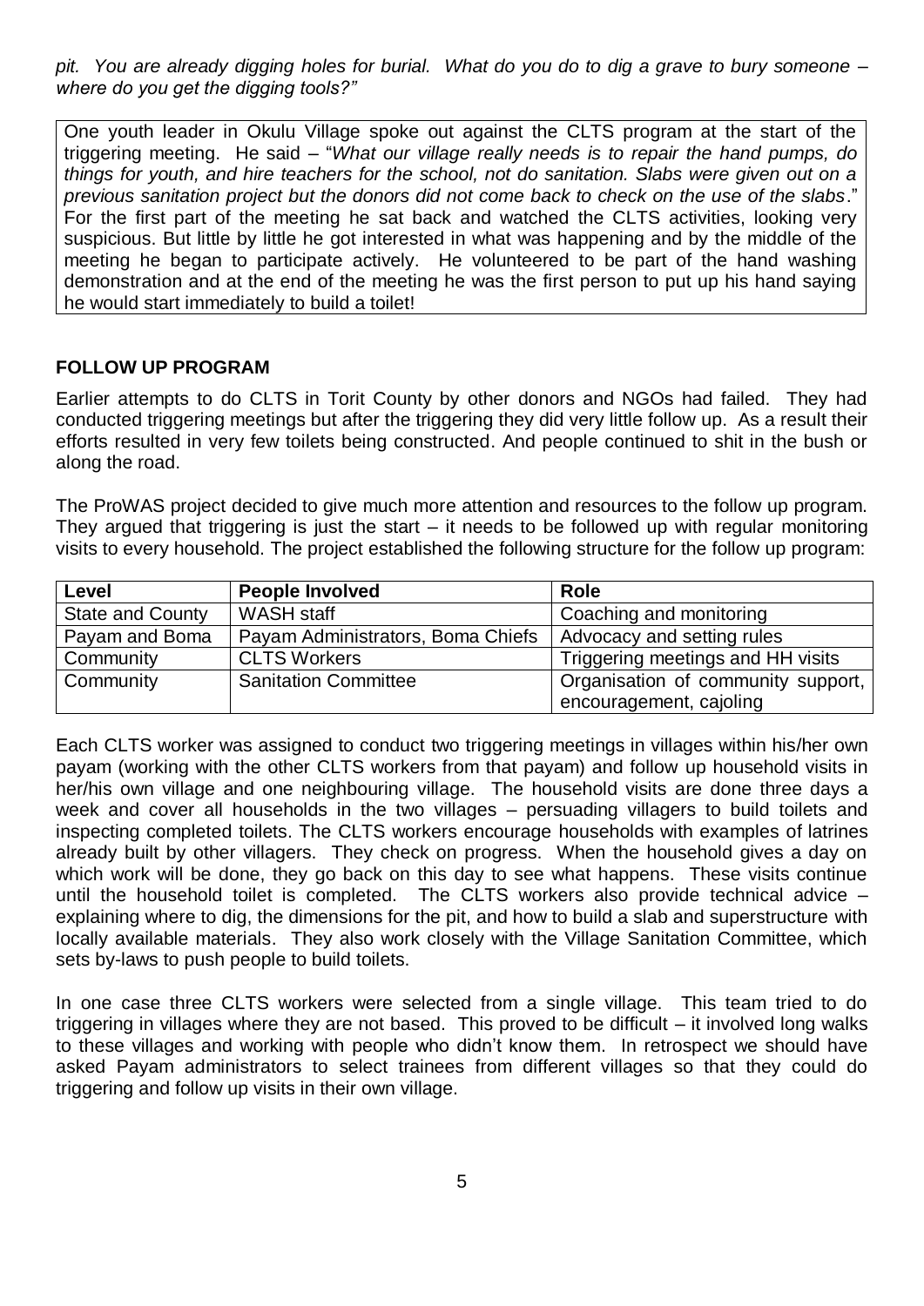*pit. You are already digging holes for burial. What do you do to dig a grave to bury someone – where do you get the digging tools?"*

> One youth leader in Okulu Village spoke out against the CLTS program at the start of the triggering meeting. He said – "*What our village really needs is to repair the hand pumps, do things for youth, and hire teachers for the school, not do sanitation. Slabs were given out on a previous sanitation project but the donors did not come back to check on the use of the slabs*." For the first part of the meeting he sat back and watched the CLTS activities, looking very suspicious. But little by little he got interested in what was happening and by the middle of the meeting he began to participate actively. He volunteered to be part of the hand washing demonstration and at the end of the meeting he was the first person to put up his hand saying he would start immediately to build a toilet!

**FOLLOW UP PROGRAM**

Earlier attempts to do CLTS in Torit County by other donors and NGOs had failed. They had conducted triggering meetings but after the triggering they did very little follow up. As a result their efforts resulted in very few toilets being constructed. And people continued to shit in the bush or along the road.

The ProWAS project decided to give much more attention and resources to the follow up program. They argued that triggering is just the start – it needs to be followed up with regular monitoring visits to every household. The project established the following structure for the follow up program:

| Level | People Involved | Role |
|---|---|---|
| State and County | WASH staff | Coaching and monitoring |
| Payam and Boma | Payam Administrators, Boma Chiefs | Advocacy and setting rules |
| Community | CLTS Workers | Triggering meetings and HH visits |
| Community | Sanitation Committee | Organisation of community support, encouragement, cajoling |

Each CLTS worker was assigned to conduct two triggering meetings in villages within his/her own payam (working with the other CLTS workers from that payam) and follow up household visits in her/his own village and one neighbouring village. The household visits are done three days a week and cover all households in the two villages – persuading villagers to build toilets and inspecting completed toilets. The CLTS workers encourage households with examples of latrines already built by other villagers. They check on progress. When the household gives a day on which work will be done, they go back on this day to see what happens. These visits continue until the household toilet is completed. The CLTS workers also provide technical advice – explaining where to dig, the dimensions for the pit, and how to build a slab and superstructure with locally available materials. They also work closely with the Village Sanitation Committee, which sets by-laws to push people to build toilets.

In one case three CLTS workers were selected from a single village. This team tried to do triggering in villages where they are not based. This proved to be difficult – it involved long walks to these villages and working with people who didn't know them. In retrospect we should have asked Payam administrators to select trainees from different villages so that they could do triggering and follow up visits in their own village.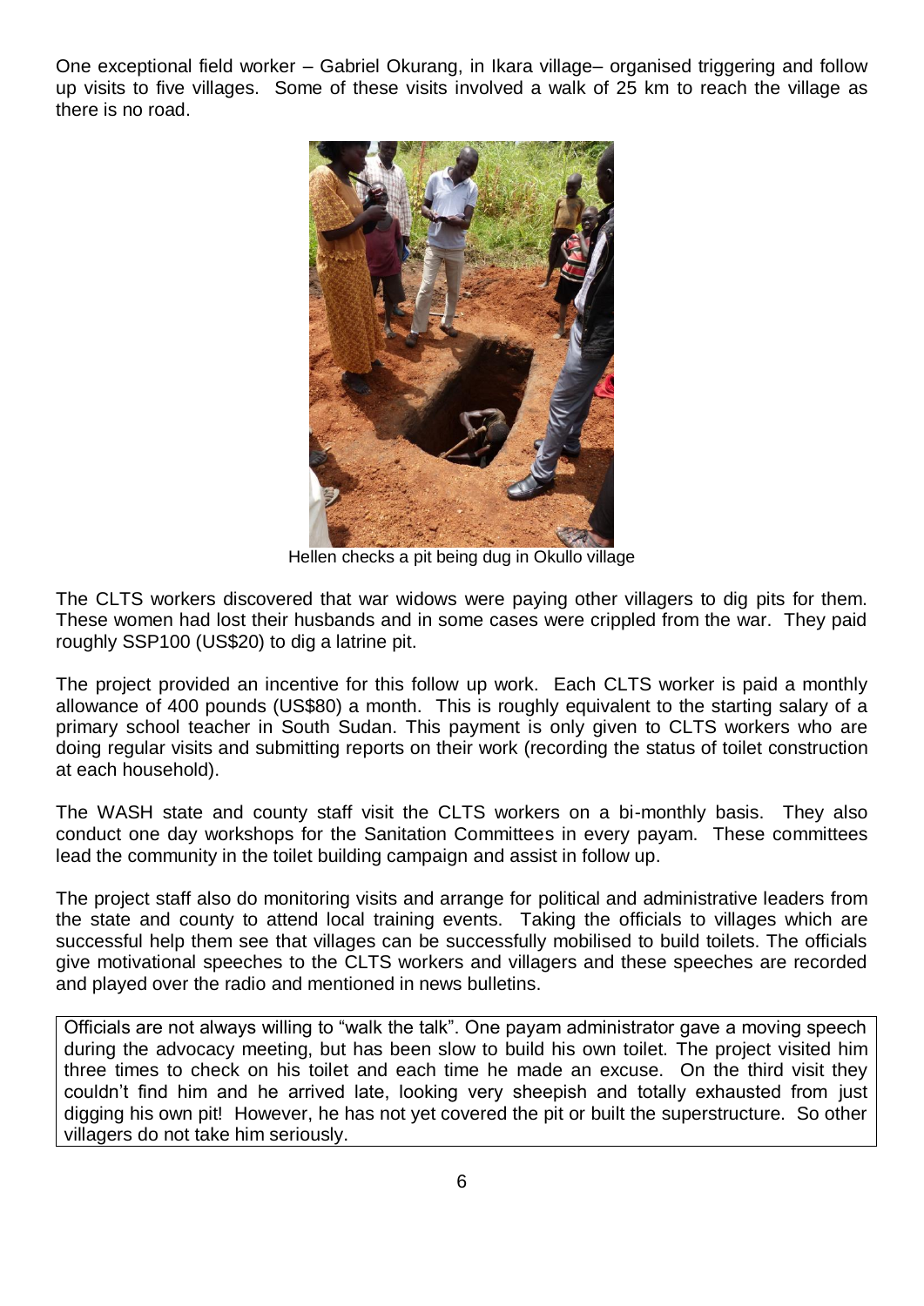One exceptional field worker – Gabriel Okurang, in Ikara village– organised triggering and follow up visits to five villages. Some of these visits involved a walk of 25 km to reach the village as there is no road.

Hellen checks a pit being dug in Okullo village

The CLTS workers discovered that war widows were paying other villagers to dig pits for them. These women had lost their husbands and in some cases were crippled from the war. They paid roughly SSP100 (US$20) to dig a latrine pit.

The project provided an incentive for this follow up work. Each CLTS worker is paid a monthly allowance of 400 pounds (US$80) a month. This is roughly equivalent to the starting salary of a primary school teacher in South Sudan. This payment is only given to CLTS workers who are doing regular visits and submitting reports on their work (recording the status of toilet construction at each household).

The WASH state and county staff visit the CLTS workers on a bi-monthly basis. They also conduct one day workshops for the Sanitation Committees in every payam. These committees lead the community in the toilet building campaign and assist in follow up.

The project staff also do monitoring visits and arrange for political and administrative leaders from the state and county to attend local training events. Taking the officials to villages which are successful help them see that villages can be successfully mobilised to build toilets. The officials give motivational speeches to the CLTS workers and villagers and these speeches are recorded and played over the radio and mentioned in news bulletins.

Officials are not always willing to "walk the talk". One payam administrator gave a moving speech during the advocacy meeting, but has been slow to build his own toilet. The project visited him three times to check on his toilet and each time he made an excuse. On the third visit they couldn't find him and he arrived late, looking very sheepish and totally exhausted from just digging his own pit! However, he has not yet covered the pit or built the superstructure. So other villagers do not take him seriously.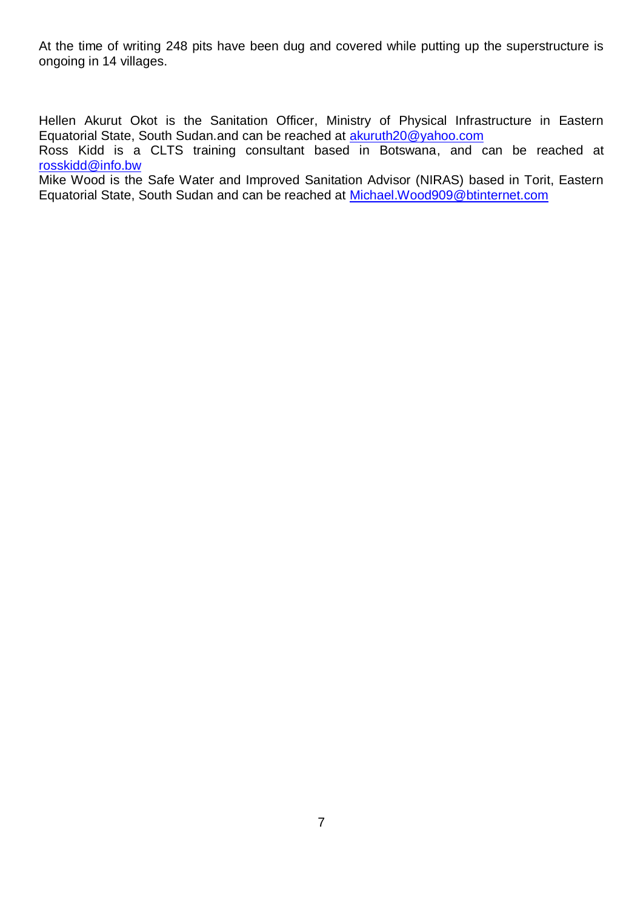At the time of writing 248 pits have been dug and covered while putting up the superstructure is ongoing in 14 villages.

Hellen Akurut Okot is the Sanitation Officer, Ministry of Physical Infrastructure in Eastern Equatorial State, South Sudan.and can be reached at akuruth20@yahoo.com

Ross Kidd is a CLTS training consultant based in Botswana, and can be reached at rosskidd@info.bw

Mike Wood is the Safe Water and Improved Sanitation Advisor (NIRAS) based in Torit, Eastern Equatorial State, South Sudan and can be reached at Michael.Wood909@btinternet.com